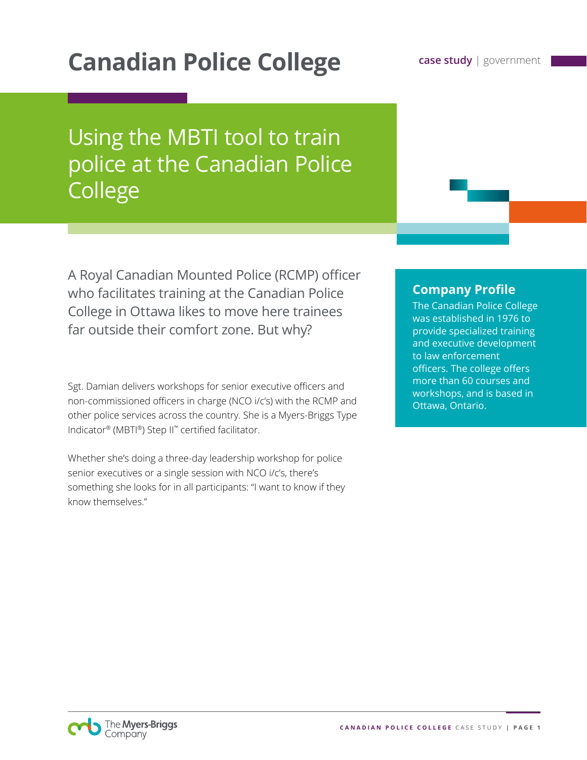# Canadian Police College

**case study** | government

## Using the MBTI tool to train police at the Canadian Police College

A Royal Canadian Mounted Police (RCMP) officer who facilitates training at the Canadian Police College in Ottawa likes to move here trainees far outside their comfort zone. But why?

### Company Profile

The Canadian Police College was established in 1976 to provide specialized training and executive development to law enforcement officers. The college offers more than 60 courses and workshops, and is based in Ottawa, Ontario.

Sgt. Damian delivers workshops for senior executive officers and non-commissioned officers in charge (NCO i/c's) with the RCMP and other police services across the country. She is a Myers-Briggs Type Indicator® (MBTI®) Step II™ certified facilitator.

Whether she's doing a three-day leadership workshop for police senior executives or a single session with NCO i/c's, there's something she looks for in all participants: "I want to know if they know themselves."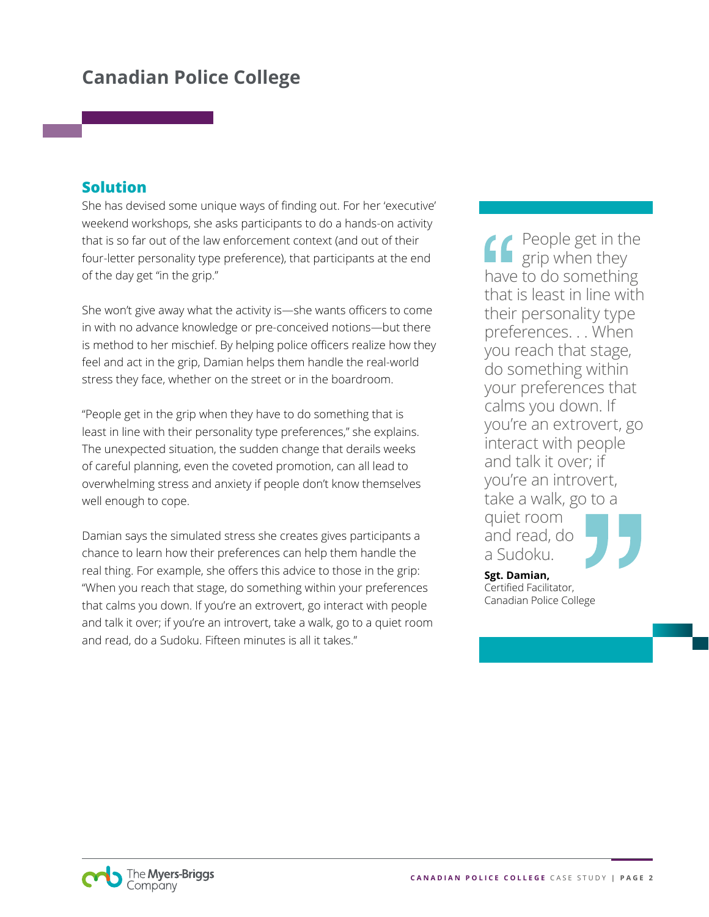# Canadian Police College

## Solution

She has devised some unique ways of finding out. For her 'executive' weekend workshops, she asks participants to do a hands-on activity that is so far out of the law enforcement context (and out of their four-letter personality type preference), that participants at the end of the day get "in the grip."

She won't give away what the activity is—she wants officers to come in with no advance knowledge or pre-conceived notions—but there is method to her mischief. By helping police officers realize how they feel and act in the grip, Damian helps them handle the real-world stress they face, whether on the street or in the boardroom.

"People get in the grip when they have to do something that is least in line with their personality type preferences," she explains. The unexpected situation, the sudden change that derails weeks of careful planning, even the coveted promotion, can all lead to overwhelming stress and anxiety if people don't know themselves well enough to cope.

Damian says the simulated stress she creates gives participants a chance to learn how their preferences can help them handle the real thing. For example, she offers this advice to those in the grip: "When you reach that stage, do something within your preferences that calms you down. If you're an extrovert, go interact with people and talk it over; if you're an introvert, take a walk, go to a quiet room and read, do a Sudoku. Fifteen minutes is all it takes."

> "People get in the grip when they have to do something that is least in line with their personality type preferences. . . When you reach that stage, do something within your preferences that calms you down. If you're an extrovert, go interact with people and talk it over; if you're an introvert, take a walk, go to a quiet room and read, do a Sudoku."
>
> **Sgt. Damian,**
> Certified Facilitator,
> Canadian Police College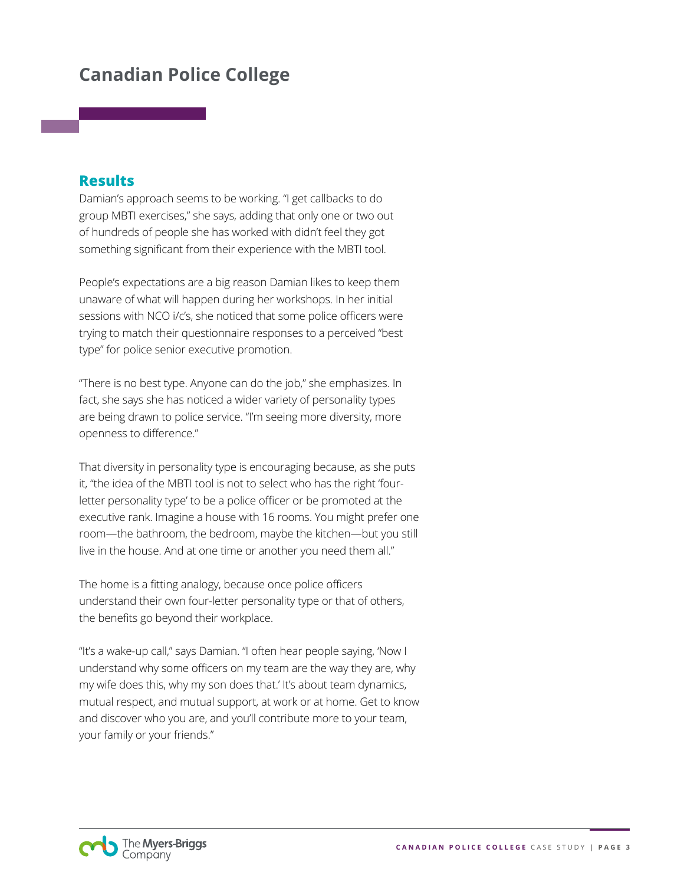# Canadian Police College

## Results

Damian's approach seems to be working. "I get callbacks to do group MBTI exercises," she says, adding that only one or two out of hundreds of people she has worked with didn't feel they got something significant from their experience with the MBTI tool.

People's expectations are a big reason Damian likes to keep them unaware of what will happen during her workshops. In her initial sessions with NCO i/c's, she noticed that some police officers were trying to match their questionnaire responses to a perceived "best type" for police senior executive promotion.

"There is no best type. Anyone can do the job," she emphasizes. In fact, she says she has noticed a wider variety of personality types are being drawn to police service. "I'm seeing more diversity, more openness to difference."

That diversity in personality type is encouraging because, as she puts it, "the idea of the MBTI tool is not to select who has the right 'four-letter personality type' to be a police officer or be promoted at the executive rank. Imagine a house with 16 rooms. You might prefer one room—the bathroom, the bedroom, maybe the kitchen—but you still live in the house. And at one time or another you need them all."

The home is a fitting analogy, because once police officers understand their own four-letter personality type or that of others, the benefits go beyond their workplace.

"It's a wake-up call," says Damian. "I often hear people saying, 'Now I understand why some officers on my team are the way they are, why my wife does this, why my son does that.' It's about team dynamics, mutual respect, and mutual support, at work or at home. Get to know and discover who you are, and you'll contribute more to your team, your family or your friends."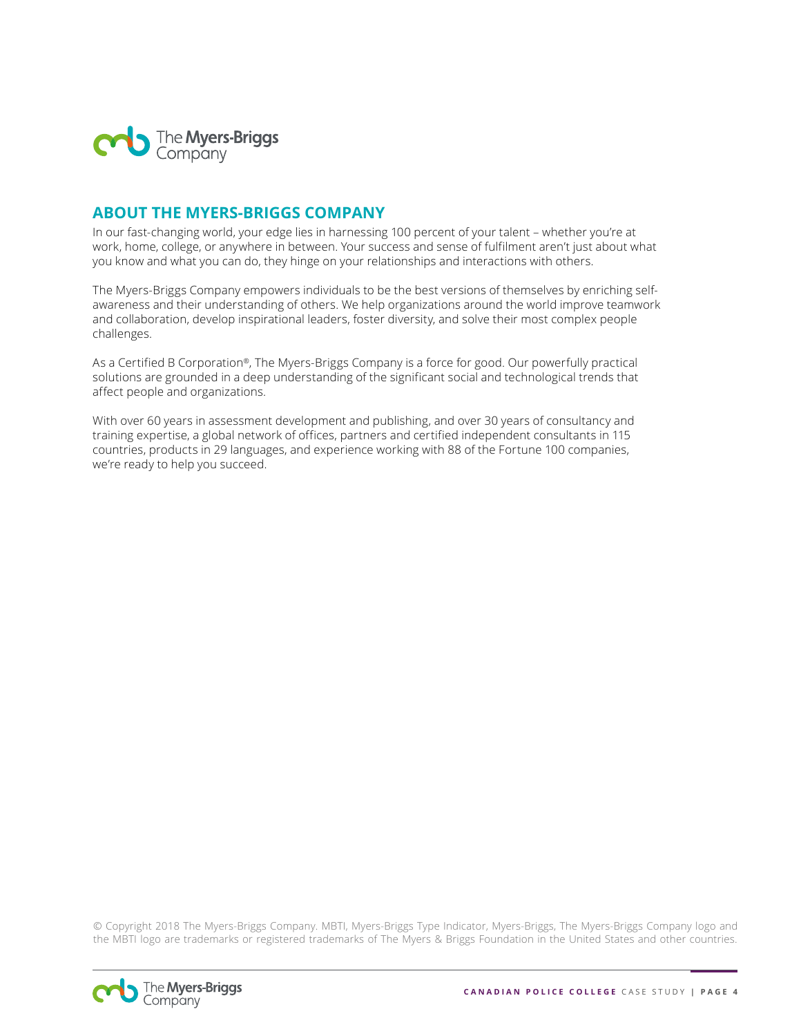## ABOUT THE MYERS-BRIGGS COMPANY

In our fast-changing world, your edge lies in harnessing 100 percent of your talent – whether you're at work, home, college, or anywhere in between. Your success and sense of fulfilment aren't just about what you know and what you can do, they hinge on your relationships and interactions with others.

The Myers-Briggs Company empowers individuals to be the best versions of themselves by enriching self-awareness and their understanding of others. We help organizations around the world improve teamwork and collaboration, develop inspirational leaders, foster diversity, and solve their most complex people challenges.

As a Certified B Corporation®, The Myers-Briggs Company is a force for good. Our powerfully practical solutions are grounded in a deep understanding of the significant social and technological trends that affect people and organizations.

With over 60 years in assessment development and publishing, and over 30 years of consultancy and training expertise, a global network of offices, partners and certified independent consultants in 115 countries, products in 29 languages, and experience working with 88 of the Fortune 100 companies, we're ready to help you succeed.

© Copyright 2018 The Myers-Briggs Company. MBTI, Myers-Briggs Type Indicator, Myers-Briggs, The Myers-Briggs Company logo and the MBTI logo are trademarks or registered trademarks of The Myers & Briggs Foundation in the United States and other countries.